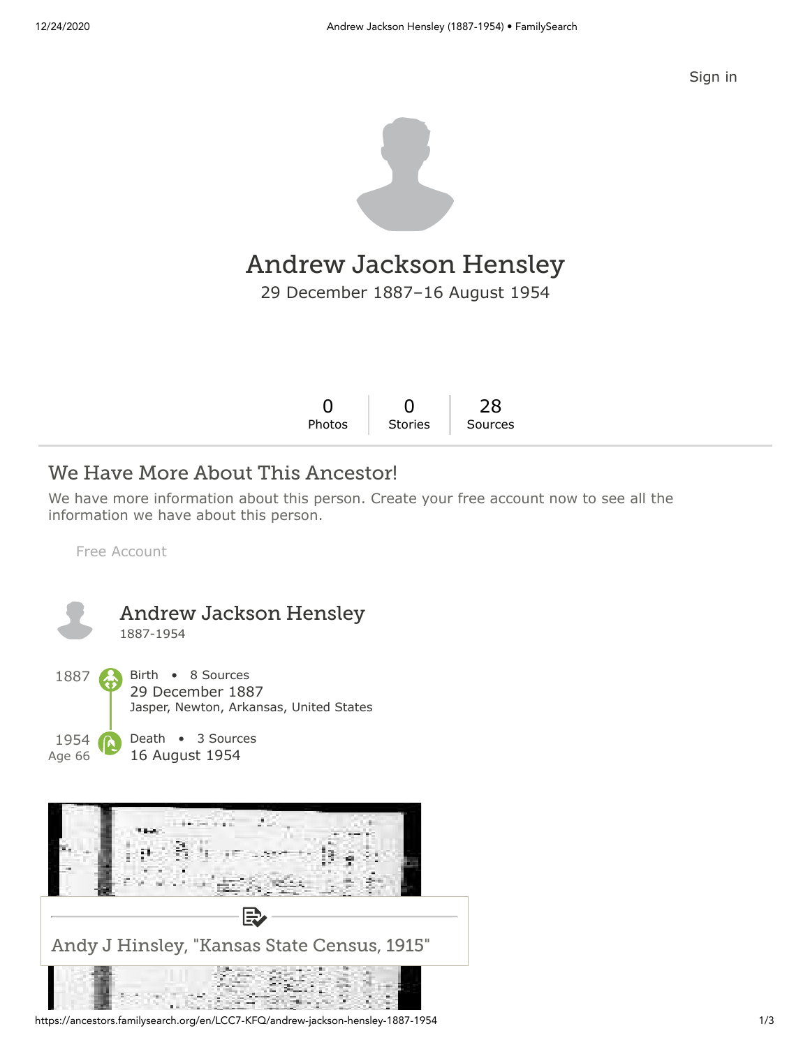Sign in

# Andrew Jackson Hensley

29 December 1887–16 August 1954

| 0 | 0 | 28 |
|---|---|---|
| Photos | Stories | Sources |

## We Have More About This Ancestor!

We have more information about this person. Create your free account now to see all the information we have about this person.

Free Account

### Andrew Jackson Hensley

1887-1954

1887 Birth • 8 Sources
29 December 1887
Jasper, Newton, Arkansas, United States

1954 Age 66 Death • 3 Sources
16 August 1954

Andy J Hinsley, "Kansas State Census, 1915"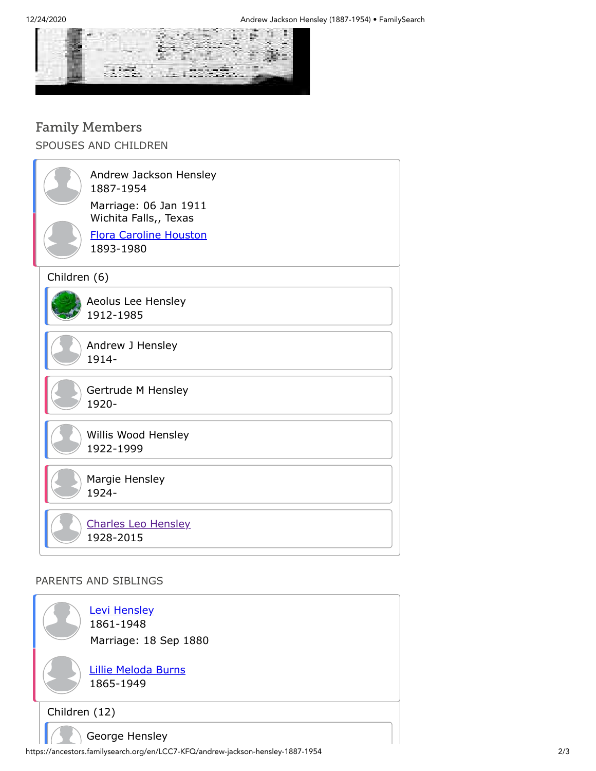## Family Members

### SPOUSES AND CHILDREN

Andrew Jackson Hensley
1887-1954

Marriage: 06 Jan 1911
Wichita Falls,, Texas

Flora Caroline Houston
1893-1980

Children (6)

- Aeolus Lee Hensley
  1912-1985
- Andrew J Hensley
  1914-
- Gertrude M Hensley
  1920-
- Willis Wood Hensley
  1922-1999
- Margie Hensley
  1924-
- Charles Leo Hensley
  1928-2015

### PARENTS AND SIBLINGS

Levi Hensley
1861-1948

Marriage: 18 Sep 1880

Lillie Meloda Burns
1865-1949

Children (12)

- George Hensley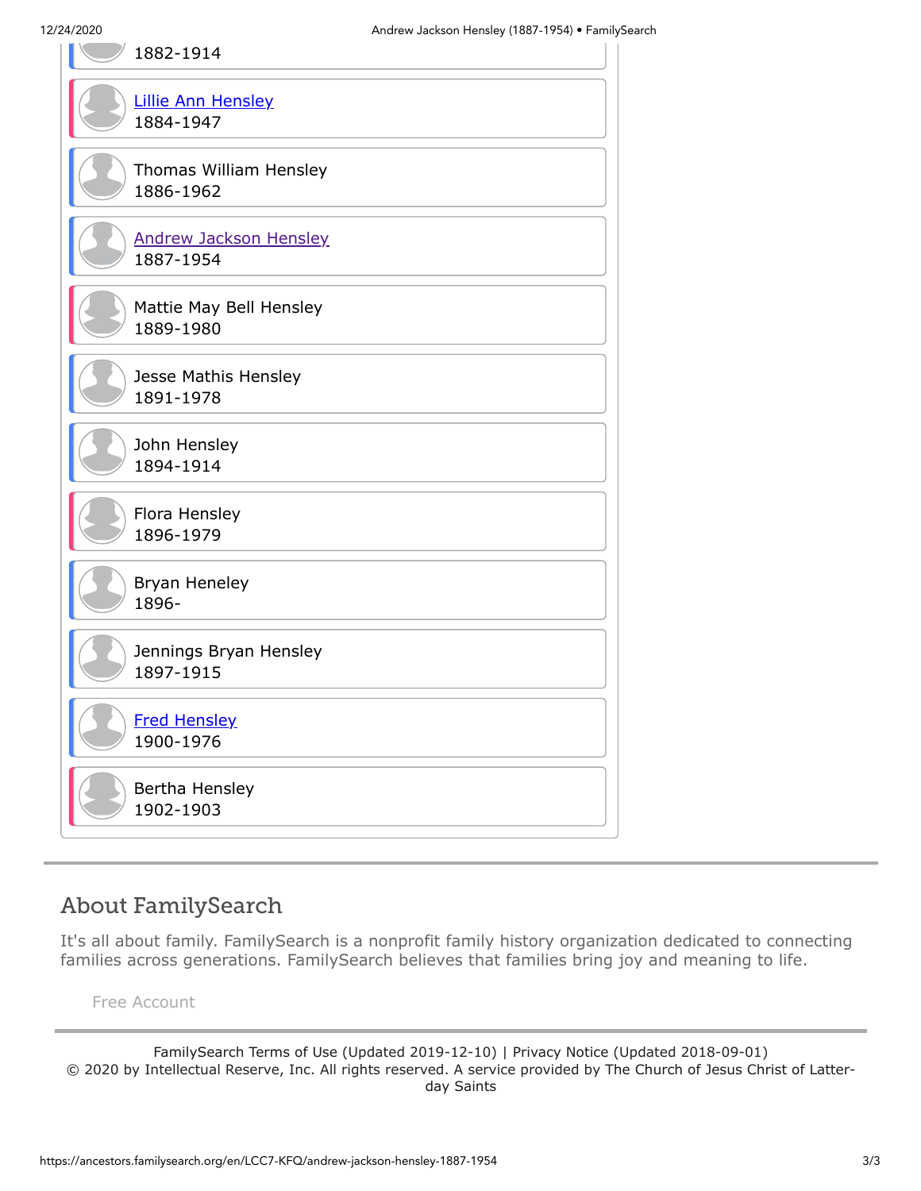1882-1914

Lillie Ann Hensley
1884-1947

Thomas William Hensley
1886-1962

Andrew Jackson Hensley
1887-1954

Mattie May Bell Hensley
1889-1980

Jesse Mathis Hensley
1891-1978

John Hensley
1894-1914

Flora Hensley
1896-1979

Bryan Heneley
1896-

Jennings Bryan Hensley
1897-1915

Fred Hensley
1900-1976

Bertha Hensley
1902-1903

## About FamilySearch

It's all about family. FamilySearch is a nonprofit family history organization dedicated to connecting families across generations. FamilySearch believes that families bring joy and meaning to life.

Free Account

FamilySearch Terms of Use (Updated 2019-12-10) | Privacy Notice (Updated 2018-09-01)
© 2020 by Intellectual Reserve, Inc. All rights reserved. A service provided by The Church of Jesus Christ of Latter-day Saints